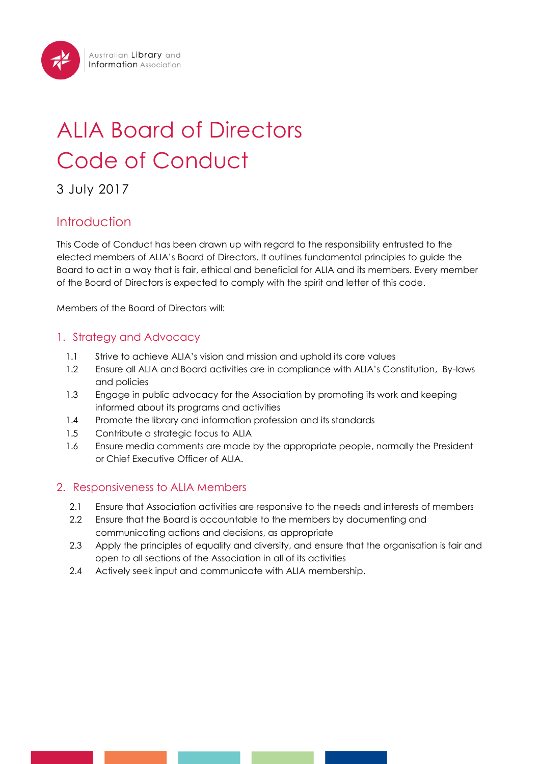# ALIA Board of Directors Code of Conduct

3 July 2017

## Introduction

This Code of Conduct has been drawn up with regard to the responsibility entrusted to the elected members of ALIA's Board of Directors. It outlines fundamental principles to guide the Board to act in a way that is fair, ethical and beneficial for ALIA and its members. Every member of the Board of Directors is expected to comply with the spirit and letter of this code.

Members of the Board of Directors will:

## 1. Strategy and Advocacy

1.1 Strive to achieve ALIA's vision and mission and uphold its core values

1.2 Ensure all ALIA and Board activities are in compliance with ALIA's Constitution, By-laws and policies

1.3 Engage in public advocacy for the Association by promoting its work and keeping informed about its programs and activities

1.4 Promote the library and information profession and its standards

1.5 Contribute a strategic focus to ALIA

1.6 Ensure media comments are made by the appropriate people, normally the President or Chief Executive Officer of ALIA.

## 2. Responsiveness to ALIA Members

2.1 Ensure that Association activities are responsive to the needs and interests of members

2.2 Ensure that the Board is accountable to the members by documenting and communicating actions and decisions, as appropriate

2.3 Apply the principles of equality and diversity, and ensure that the organisation is fair and open to all sections of the Association in all of its activities

2.4 Actively seek input and communicate with ALIA membership.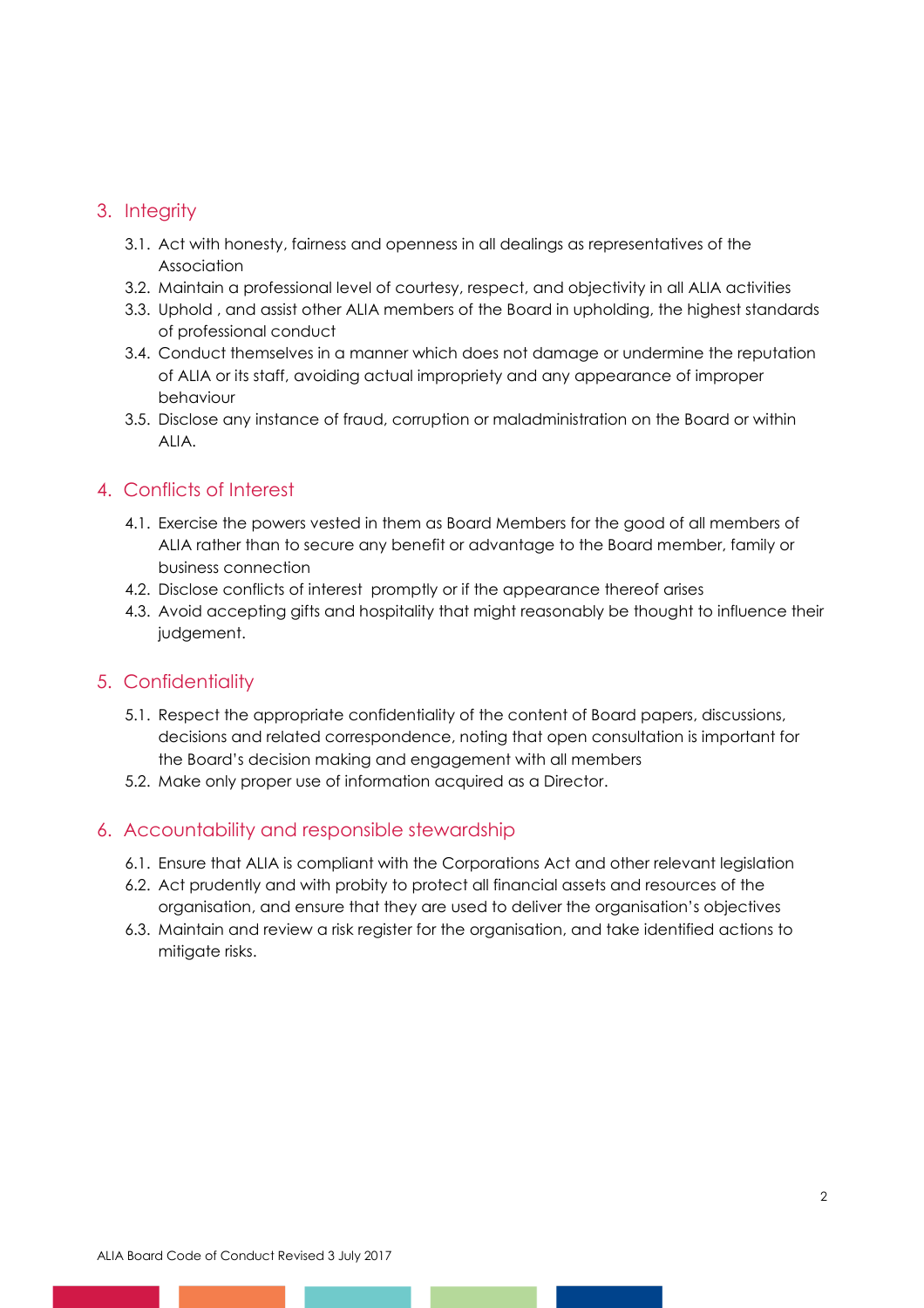## 3. Integrity

3.1. Act with honesty, fairness and openness in all dealings as representatives of the Association

3.2. Maintain a professional level of courtesy, respect, and objectivity in all ALIA activities

3.3. Uphold , and assist other ALIA members of the Board in upholding, the highest standards of professional conduct

3.4. Conduct themselves in a manner which does not damage or undermine the reputation of ALIA or its staff, avoiding actual impropriety and any appearance of improper behaviour

3.5. Disclose any instance of fraud, corruption or maladministration on the Board or within ALIA.

## 4. Conflicts of Interest

4.1. Exercise the powers vested in them as Board Members for the good of all members of ALIA rather than to secure any benefit or advantage to the Board member, family or business connection

4.2. Disclose conflicts of interest promptly or if the appearance thereof arises

4.3. Avoid accepting gifts and hospitality that might reasonably be thought to influence their judgement.

## 5. Confidentiality

5.1. Respect the appropriate confidentiality of the content of Board papers, discussions, decisions and related correspondence, noting that open consultation is important for the Board's decision making and engagement with all members

5.2. Make only proper use of information acquired as a Director.

## 6. Accountability and responsible stewardship

6.1. Ensure that ALIA is compliant with the Corporations Act and other relevant legislation

6.2. Act prudently and with probity to protect all financial assets and resources of the organisation, and ensure that they are used to deliver the organisation's objectives

6.3. Maintain and review a risk register for the organisation, and take identified actions to mitigate risks.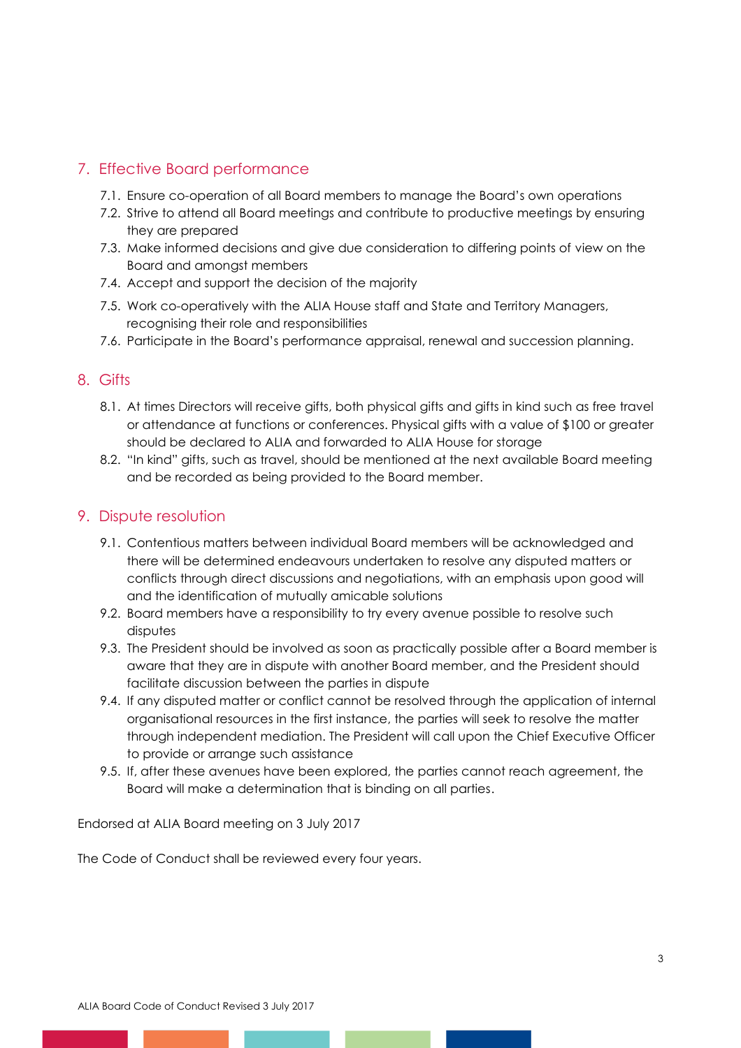## 7. Effective Board performance

- 7.1. Ensure co-operation of all Board members to manage the Board's own operations
- 7.2. Strive to attend all Board meetings and contribute to productive meetings by ensuring they are prepared
- 7.3. Make informed decisions and give due consideration to differing points of view on the Board and amongst members
- 7.4. Accept and support the decision of the majority
- 7.5. Work co-operatively with the ALIA House staff and State and Territory Managers, recognising their role and responsibilities
- 7.6. Participate in the Board's performance appraisal, renewal and succession planning.

## 8. Gifts

- 8.1. At times Directors will receive gifts, both physical gifts and gifts in kind such as free travel or attendance at functions or conferences. Physical gifts with a value of $100 or greater should be declared to ALIA and forwarded to ALIA House for storage
- 8.2. "In kind" gifts, such as travel, should be mentioned at the next available Board meeting and be recorded as being provided to the Board member.

## 9. Dispute resolution

- 9.1. Contentious matters between individual Board members will be acknowledged and there will be determined endeavours undertaken to resolve any disputed matters or conflicts through direct discussions and negotiations, with an emphasis upon good will and the identification of mutually amicable solutions
- 9.2. Board members have a responsibility to try every avenue possible to resolve such disputes
- 9.3. The President should be involved as soon as practically possible after a Board member is aware that they are in dispute with another Board member, and the President should facilitate discussion between the parties in dispute
- 9.4. If any disputed matter or conflict cannot be resolved through the application of internal organisational resources in the first instance, the parties will seek to resolve the matter through independent mediation. The President will call upon the Chief Executive Officer to provide or arrange such assistance
- 9.5. If, after these avenues have been explored, the parties cannot reach agreement, the Board will make a determination that is binding on all parties.

Endorsed at ALIA Board meeting on 3 July 2017

The Code of Conduct shall be reviewed every four years.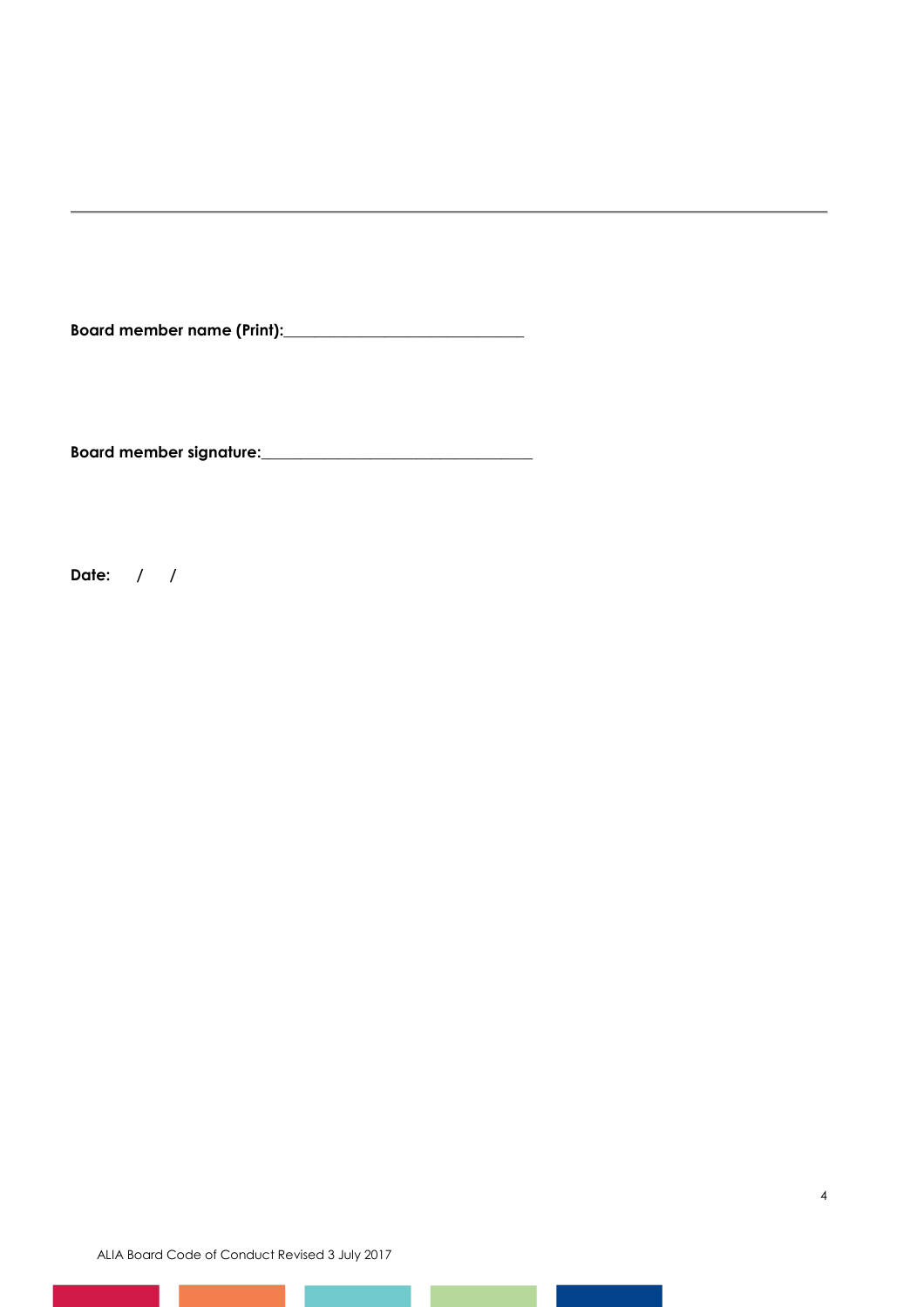---

**Board member name (Print):**_______________________________

**Board member signature:**___________________________________

**Date:** / /